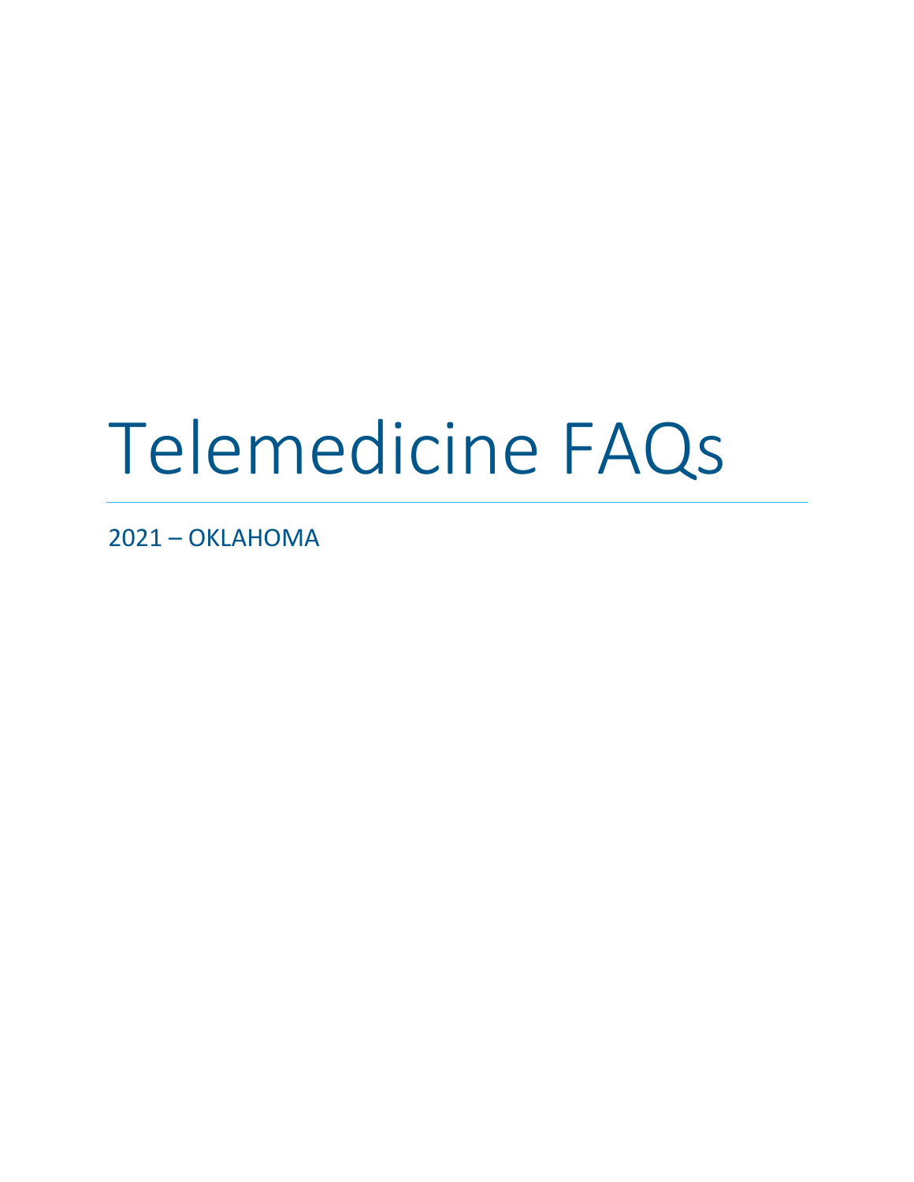# Telemedicine FAQs

2021 – OKLAHOMA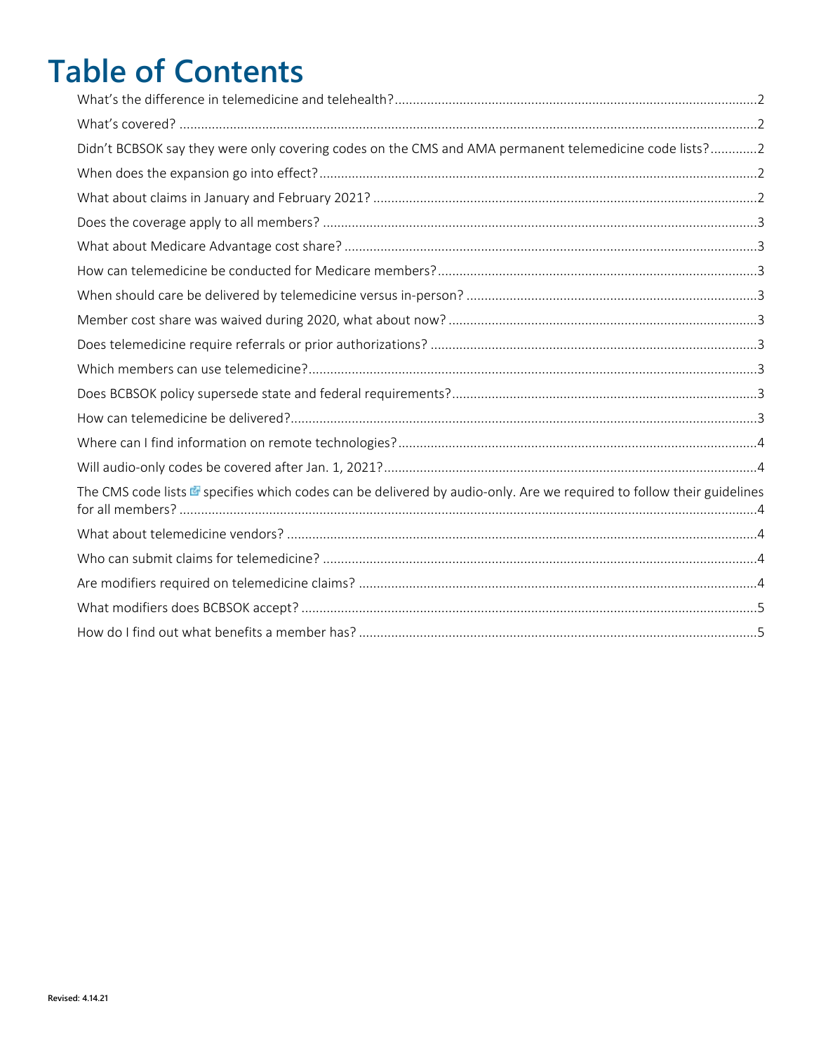# Table of Contents

What's the difference in telemedicine and telehealth? ..... 2
What's covered? ..... 2
Didn't BCBSOK say they were only covering codes on the CMS and AMA permanent telemedicine code lists? ..... 2
When does the expansion go into effect? ..... 2
What about claims in January and February 2021? ..... 2
Does the coverage apply to all members? ..... 3
What about Medicare Advantage cost share? ..... 3
How can telemedicine be conducted for Medicare members? ..... 3
When should care be delivered by telemedicine versus in-person? ..... 3
Member cost share was waived during 2020, what about now? ..... 3
Does telemedicine require referrals or prior authorizations? ..... 3
Which members can use telemedicine? ..... 3
Does BCBSOK policy supersede state and federal requirements? ..... 3
How can telemedicine be delivered? ..... 3
Where can I find information on remote technologies? ..... 4
Will audio-only codes be covered after Jan. 1, 2021? ..... 4
The CMS code lists specifies which codes can be delivered by audio-only. Are we required to follow their guidelines for all members? ..... 4
What about telemedicine vendors? ..... 4
Who can submit claims for telemedicine? ..... 4
Are modifiers required on telemedicine claims? ..... 4
What modifiers does BCBSOK accept? ..... 5
How do I find out what benefits a member has? ..... 5

Revised: 4.14.21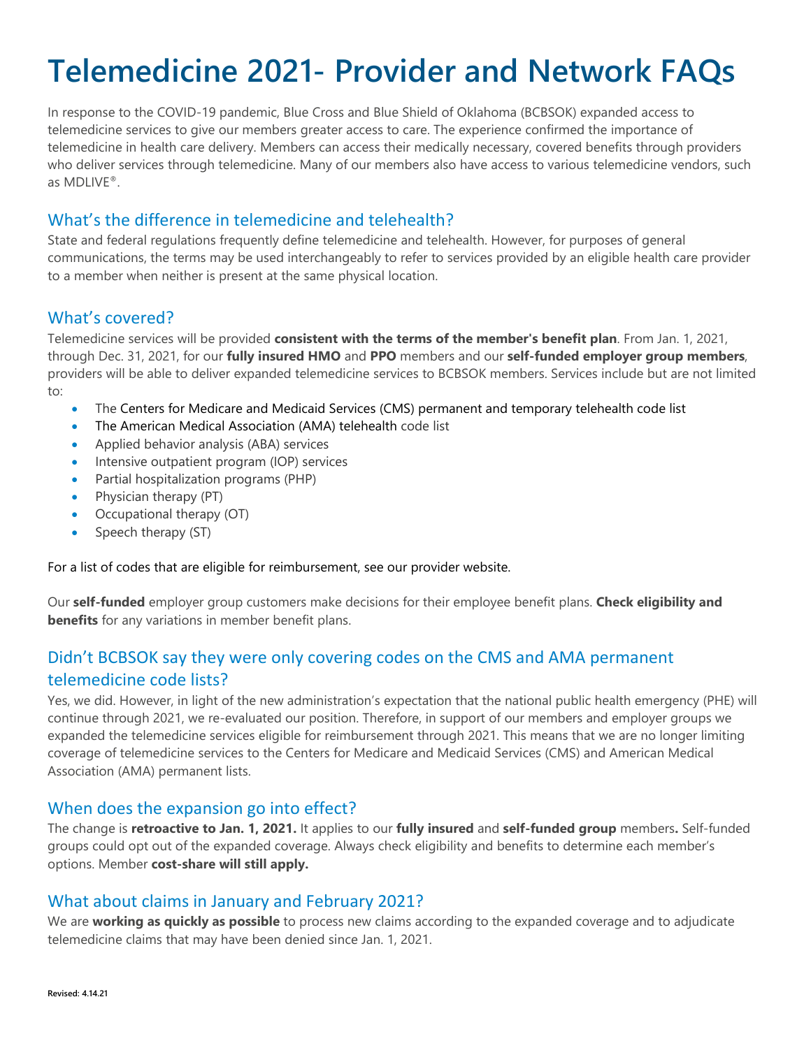# Telemedicine 2021- Provider and Network FAQs

In response to the COVID-19 pandemic, Blue Cross and Blue Shield of Oklahoma (BCBSOK) expanded access to telemedicine services to give our members greater access to care. The experience confirmed the importance of telemedicine in health care delivery. Members can access their medically necessary, covered benefits through providers who deliver services through telemedicine. Many of our members also have access to various telemedicine vendors, such as MDLIVE®.

## What's the difference in telemedicine and telehealth?

State and federal regulations frequently define telemedicine and telehealth. However, for purposes of general communications, the terms may be used interchangeably to refer to services provided by an eligible health care provider to a member when neither is present at the same physical location.

## What's covered?

Telemedicine services will be provided **consistent with the terms of the member's benefit plan**. From Jan. 1, 2021, through Dec. 31, 2021, for our **fully insured HMO** and **PPO** members and our **self-funded employer group members**, providers will be able to deliver expanded telemedicine services to BCBSOK members. Services include but are not limited to:

- The Centers for Medicare and Medicaid Services (CMS) permanent and temporary telehealth code list
- The American Medical Association (AMA) telehealth code list
- Applied behavior analysis (ABA) services
- Intensive outpatient program (IOP) services
- Partial hospitalization programs (PHP)
- Physician therapy (PT)
- Occupational therapy (OT)
- Speech therapy (ST)

For a list of codes that are eligible for reimbursement, see our provider website.

Our **self-funded** employer group customers make decisions for their employee benefit plans. **Check eligibility and benefits** for any variations in member benefit plans.

## Didn't BCBSOK say they were only covering codes on the CMS and AMA permanent telemedicine code lists?

Yes, we did. However, in light of the new administration's expectation that the national public health emergency (PHE) will continue through 2021, we re-evaluated our position. Therefore, in support of our members and employer groups we expanded the telemedicine services eligible for reimbursement through 2021. This means that we are no longer limiting coverage of telemedicine services to the Centers for Medicare and Medicaid Services (CMS) and American Medical Association (AMA) permanent lists.

## When does the expansion go into effect?

The change is **retroactive to Jan. 1, 2021.** It applies to our **fully insured** and **self-funded group** members**.** Self-funded groups could opt out of the expanded coverage. Always check eligibility and benefits to determine each member's options. Member **cost-share will still apply.**

## What about claims in January and February 2021?

We are **working as quickly as possible** to process new claims according to the expanded coverage and to adjudicate telemedicine claims that may have been denied since Jan. 1, 2021.

**Revised: 4.14.21**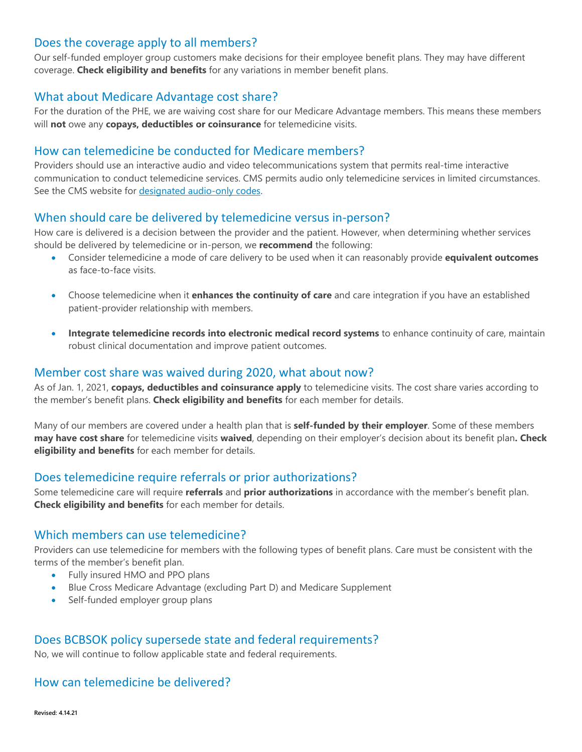## Does the coverage apply to all members?

Our self-funded employer group customers make decisions for their employee benefit plans. They may have different coverage. **Check eligibility and benefits** for any variations in member benefit plans.

## What about Medicare Advantage cost share?

For the duration of the PHE, we are waiving cost share for our Medicare Advantage members. This means these members will **not** owe any **copays, deductibles or coinsurance** for telemedicine visits.

## How can telemedicine be conducted for Medicare members?

Providers should use an interactive audio and video telecommunications system that permits real-time interactive communication to conduct telemedicine services. CMS permits audio only telemedicine services in limited circumstances. See the CMS website for designated audio-only codes.

## When should care be delivered by telemedicine versus in-person?

How care is delivered is a decision between the provider and the patient. However, when determining whether services should be delivered by telemedicine or in-person, we **recommend** the following:

- Consider telemedicine a mode of care delivery to be used when it can reasonably provide **equivalent outcomes** as face-to-face visits.
- Choose telemedicine when it **enhances the continuity of care** and care integration if you have an established patient-provider relationship with members.
- **Integrate telemedicine records into electronic medical record systems** to enhance continuity of care, maintain robust clinical documentation and improve patient outcomes.

## Member cost share was waived during 2020, what about now?

As of Jan. 1, 2021, **copays, deductibles and coinsurance apply** to telemedicine visits. The cost share varies according to the member's benefit plans. **Check eligibility and benefits** for each member for details.

Many of our members are covered under a health plan that is **self-funded by their employer**. Some of these members **may have cost share** for telemedicine visits **waived**, depending on their employer's decision about its benefit plan**. Check eligibility and benefits** for each member for details.

## Does telemedicine require referrals or prior authorizations?

Some telemedicine care will require **referrals** and **prior authorizations** in accordance with the member's benefit plan. **Check eligibility and benefits** for each member for details.

## Which members can use telemedicine?

Providers can use telemedicine for members with the following types of benefit plans. Care must be consistent with the terms of the member's benefit plan.

- Fully insured HMO and PPO plans
- Blue Cross Medicare Advantage (excluding Part D) and Medicare Supplement
- Self-funded employer group plans

## Does BCBSOK policy supersede state and federal requirements?

No, we will continue to follow applicable state and federal requirements.

## How can telemedicine be delivered?

**Revised: 4.14.21**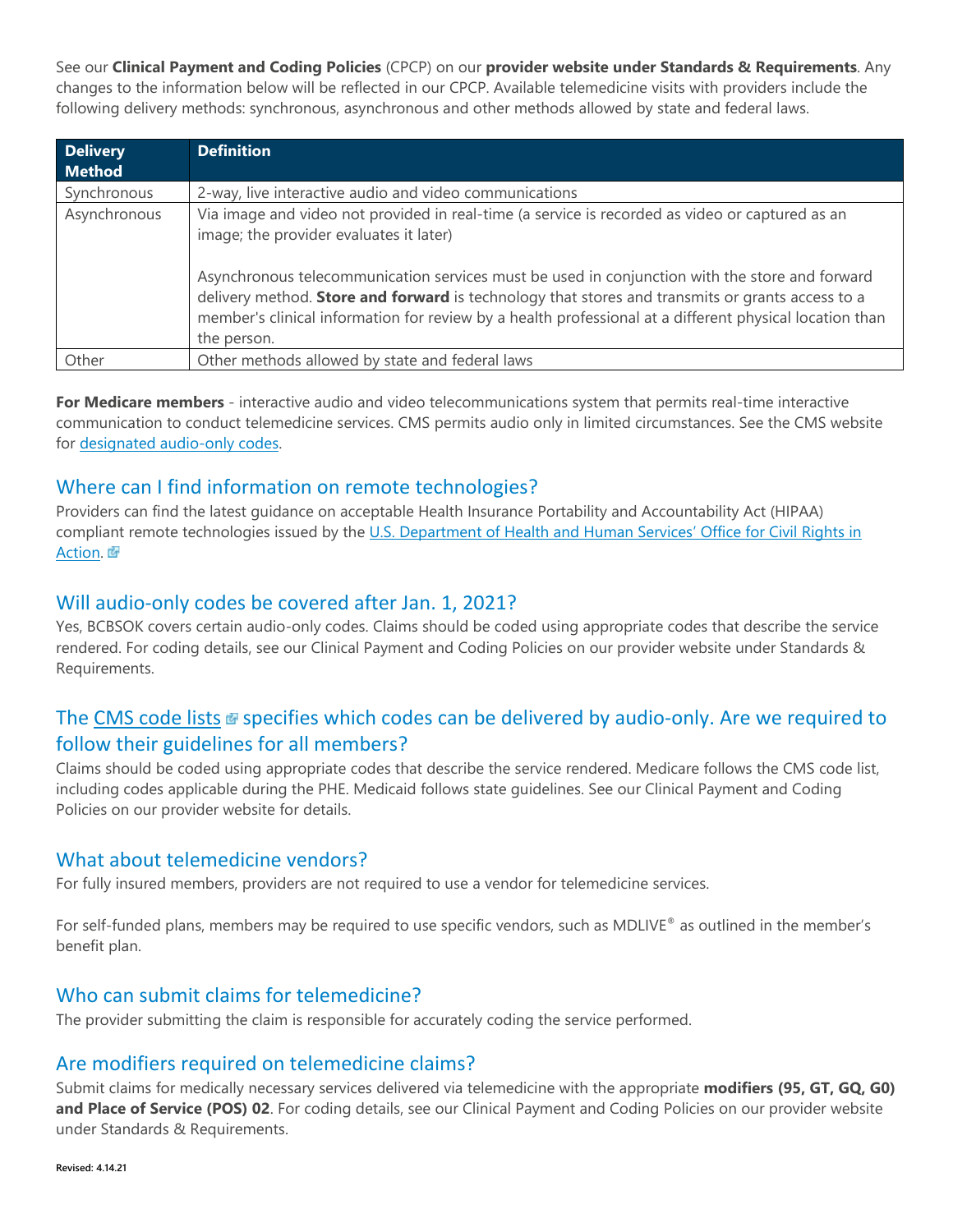See our **Clinical Payment and Coding Policies** (CPCP) on our **provider website under Standards & Requirements**. Any changes to the information below will be reflected in our CPCP. Available telemedicine visits with providers include the following delivery methods: synchronous, asynchronous and other methods allowed by state and federal laws.

| Delivery Method | Definition |
|---|---|
| Synchronous | 2-way, live interactive audio and video communications |
| Asynchronous | Via image and video not provided in real-time (a service is recorded as video or captured as an image; the provider evaluates it later)<br><br>Asynchronous telecommunication services must be used in conjunction with the store and forward delivery method. **Store and forward** is technology that stores and transmits or grants access to a member's clinical information for review by a health professional at a different physical location than the person. |
| Other | Other methods allowed by state and federal laws |

**For Medicare members** - interactive audio and video telecommunications system that permits real-time interactive communication to conduct telemedicine services. CMS permits audio only in limited circumstances. See the CMS website for designated audio-only codes.

## Where can I find information on remote technologies?

Providers can find the latest guidance on acceptable Health Insurance Portability and Accountability Act (HIPAA) compliant remote technologies issued by the U.S. Department of Health and Human Services' Office for Civil Rights in Action.

## Will audio-only codes be covered after Jan. 1, 2021?

Yes, BCBSOK covers certain audio-only codes. Claims should be coded using appropriate codes that describe the service rendered. For coding details, see our Clinical Payment and Coding Policies on our provider website under Standards & Requirements.

## The CMS code lists specifies which codes can be delivered by audio-only. Are we required to follow their guidelines for all members?

Claims should be coded using appropriate codes that describe the service rendered. Medicare follows the CMS code list, including codes applicable during the PHE. Medicaid follows state guidelines. See our Clinical Payment and Coding Policies on our provider website for details.

## What about telemedicine vendors?

For fully insured members, providers are not required to use a vendor for telemedicine services.

For self-funded plans, members may be required to use specific vendors, such as MDLIVE® as outlined in the member's benefit plan.

## Who can submit claims for telemedicine?

The provider submitting the claim is responsible for accurately coding the service performed.

## Are modifiers required on telemedicine claims?

Submit claims for medically necessary services delivered via telemedicine with the appropriate **modifiers (95, GT, GQ, G0) and Place of Service (POS) 02**. For coding details, see our Clinical Payment and Coding Policies on our provider website under Standards & Requirements.

Revised: 4.14.21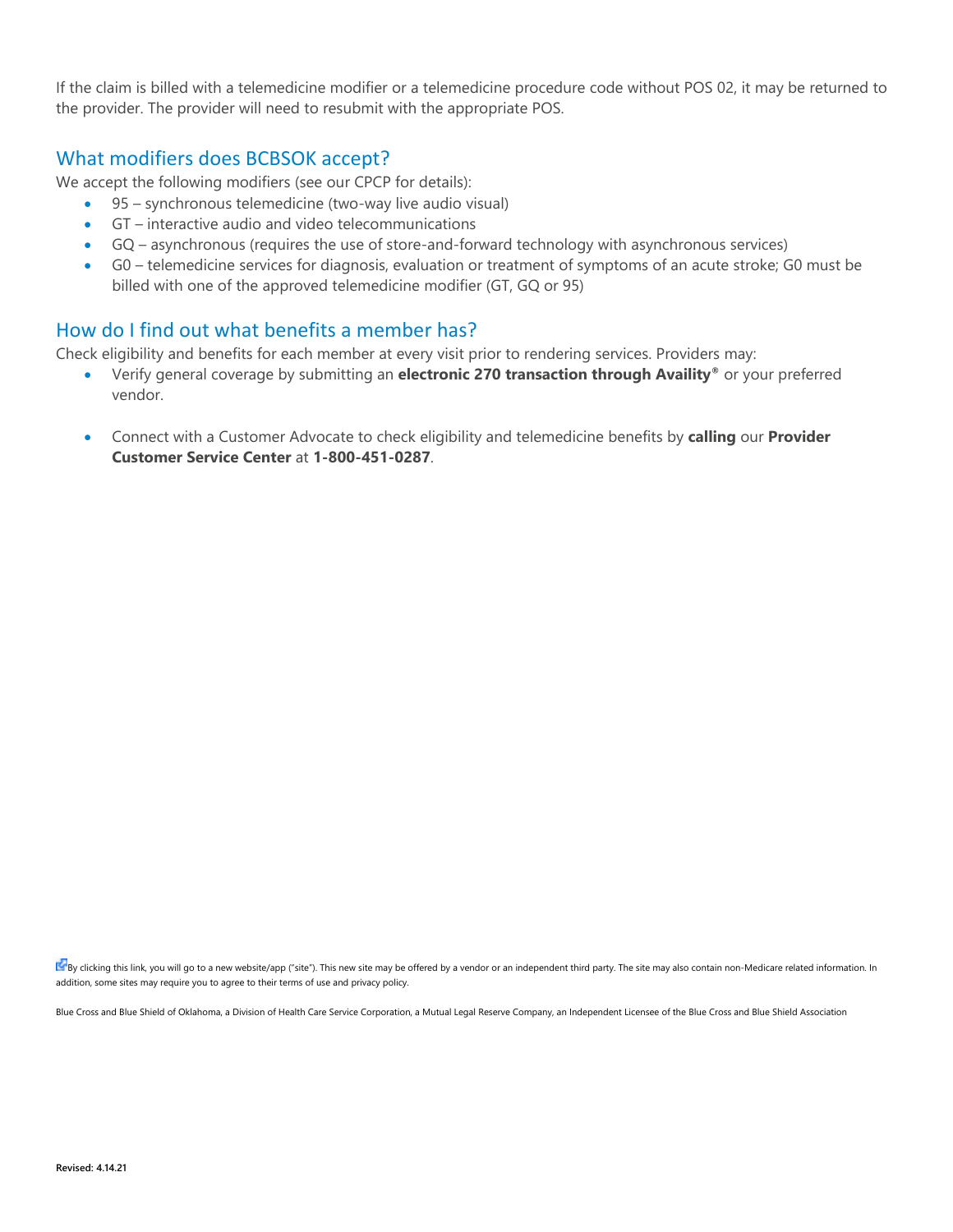If the claim is billed with a telemedicine modifier or a telemedicine procedure code without POS 02, it may be returned to the provider. The provider will need to resubmit with the appropriate POS.

## What modifiers does BCBSOK accept?

We accept the following modifiers (see our CPCP for details):

- 95 – synchronous telemedicine (two-way live audio visual)
- GT – interactive audio and video telecommunications
- GQ – asynchronous (requires the use of store-and-forward technology with asynchronous services)
- G0 – telemedicine services for diagnosis, evaluation or treatment of symptoms of an acute stroke; G0 must be billed with one of the approved telemedicine modifier (GT, GQ or 95)

## How do I find out what benefits a member has?

Check eligibility and benefits for each member at every visit prior to rendering services. Providers may:

- Verify general coverage by submitting an **electronic 270 transaction through Availity®** or your preferred vendor.
- Connect with a Customer Advocate to check eligibility and telemedicine benefits by **calling** our **Provider Customer Service Center** at **1-800-451-0287**.

By clicking this link, you will go to a new website/app ("site"). This new site may be offered by a vendor or an independent third party. The site may also contain non-Medicare related information. In addition, some sites may require you to agree to their terms of use and privacy policy.

Blue Cross and Blue Shield of Oklahoma, a Division of Health Care Service Corporation, a Mutual Legal Reserve Company, an Independent Licensee of the Blue Cross and Blue Shield Association

**Revised: 4.14.21**